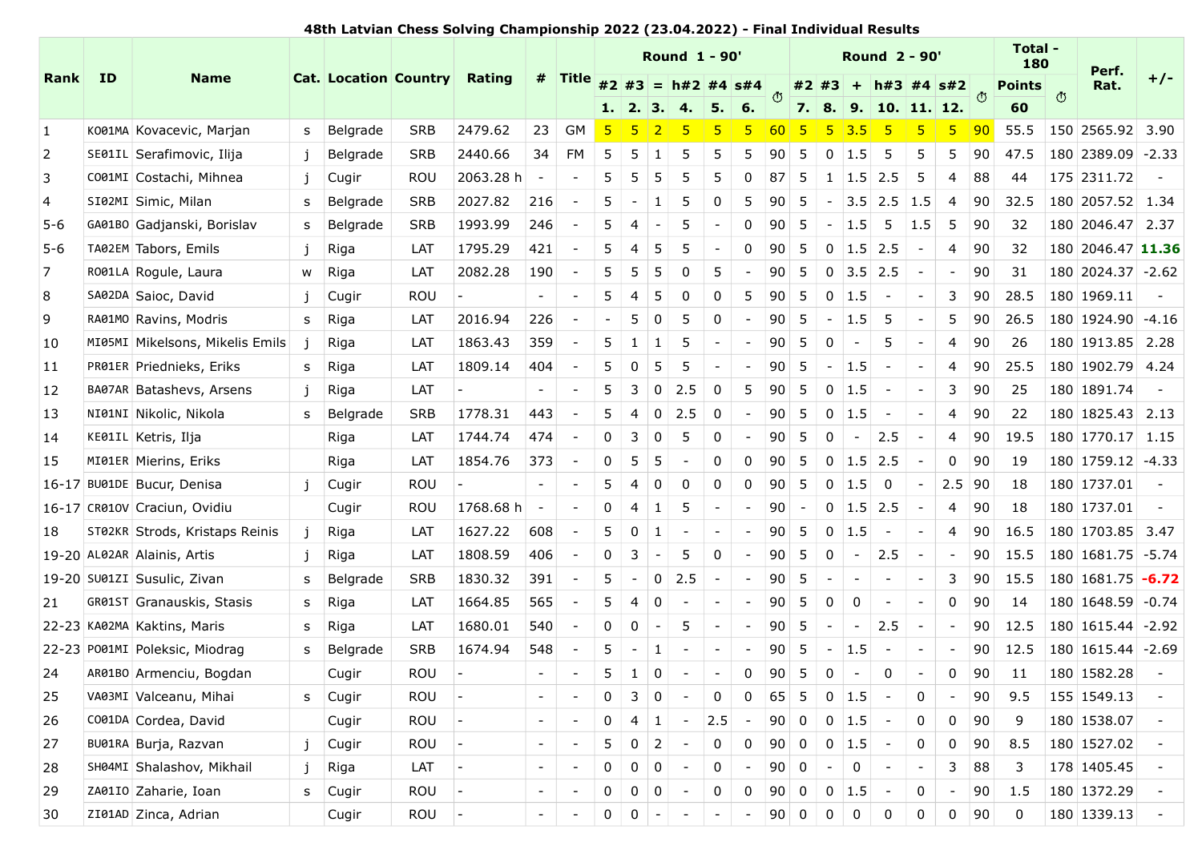# 48th Latvian Chess Solving Championship 2022 (23.04.2022) - Final Individual Results

| Rank | ID | Name | Cat. | Location | Country | Rating | # | Title | Round 1 - 90' | | | | | | | Round 2 - 90' | | | | | | | Total - 180 | | Perf. Rat. | +/- |
|---|---|---|---|---|---|---|---|---|---|---|---|---|---|---|---|---|---|---|---|---|---|---|---|---|---|---|
| | | | | | | | | | #2 | #3 | = | h#2 | #4 | s#4 | ⏱ | #2 | #3 | + | h#3 | #4 | s#2 | ⏱ | Points | ⏱ | | |
| | | | | | | | | | 1. | 2. | 3. | 4. | 5. | 6. | | 7. | 8. | 9. | 10. | 11. | 12. | | 60 | | | |
| 1 | KO01MA | Kovacevic, Marjan | s | Belgrade | SRB | 2479.62 | 23 | GM | 5 | 5 | 2 | 5 | 5 | 5 | 60 | 5 | 5 | 3.5 | 5 | 5 | 5 | 90 | 55.5 | 150 | 2565.92 | 3.90 |
| 2 | SE01IL | Serafimovic, Ilija | j | Belgrade | SRB | 2440.66 | 34 | FM | 5 | 5 | 1 | 5 | 5 | 5 | 90 | 5 | 0 | 1.5 | 5 | 5 | 5 | 90 | 47.5 | 180 | 2389.09 | -2.33 |
| 3 | CO01MI | Costachi, Mihnea | j | Cugir | ROU | 2063.28 h | - | - | 5 | 5 | 5 | 5 | 5 | 0 | 87 | 5 | 1 | 1.5 | 2.5 | 5 | 4 | 88 | 44 | 175 | 2311.72 | - |
| 4 | SI02MI | Simic, Milan | s | Belgrade | SRB | 2027.82 | 216 | - | 5 | - | 1 | 5 | 0 | 5 | 90 | 5 | - | 3.5 | 2.5 | 1.5 | 4 | 90 | 32.5 | 180 | 2057.52 | 1.34 |
| 5-6 | GA01BO | Gadjanski, Borislav | s | Belgrade | SRB | 1993.99 | 246 | - | 5 | 4 | - | 5 | - | 0 | 90 | 5 | - | 1.5 | 5 | 1.5 | 5 | 90 | 32 | 180 | 2046.47 | 2.37 |
| 5-6 | TA02EM | Tabors, Emils | j | Riga | LAT | 1795.29 | 421 | - | 5 | 4 | 5 | 5 | - | 0 | 90 | 5 | 0 | 1.5 | 2.5 | - | 4 | 90 | 32 | 180 | 2046.47 | 11.36 |
| 7 | RO01LA | Rogule, Laura | w | Riga | LAT | 2082.28 | 190 | - | 5 | 5 | 5 | 0 | 5 | - | 90 | 5 | 0 | 3.5 | 2.5 | - | - | 90 | 31 | 180 | 2024.37 | -2.62 |
| 8 | SA02DA | Saioc, David | j | Cugir | ROU | - | - | - | 5 | 4 | 5 | 0 | 0 | 5 | 90 | 5 | 0 | 1.5 | - | - | 3 | 90 | 28.5 | 180 | 1969.11 | - |
| 9 | RA01MO | Ravins, Modris | s | Riga | LAT | 2016.94 | 226 | - | - | 5 | 0 | 5 | 0 | - | 90 | 5 | - | 1.5 | 5 | - | 5 | 90 | 26.5 | 180 | 1924.90 | -4.16 |
| 10 | MI05MI | Mikelsons, Mikelis Emils | j | Riga | LAT | 1863.43 | 359 | - | 5 | 1 | 1 | 5 | - | - | 90 | 5 | 0 | - | 5 | - | 4 | 90 | 26 | 180 | 1913.85 | 2.28 |
| 11 | PR01ER | Priednieks, Eriks | s | Riga | LAT | 1809.14 | 404 | - | 5 | 0 | 5 | 5 | - | - | 90 | 5 | - | 1.5 | - | - | 4 | 90 | 25.5 | 180 | 1902.79 | 4.24 |
| 12 | BA07AR | Batashevs, Arsens | j | Riga | LAT | - | - | - | 5 | 3 | 0 | 2.5 | 0 | 5 | 90 | 5 | 0 | 1.5 | - | - | 3 | 90 | 25 | 180 | 1891.74 | - |
| 13 | NI01NI | Nikolic, Nikola | s | Belgrade | SRB | 1778.31 | 443 | - | 5 | 4 | 0 | 2.5 | 0 | - | 90 | 5 | 0 | 1.5 | - | - | 4 | 90 | 22 | 180 | 1825.43 | 2.13 |
| 14 | KE01IL | Ketris, Ilja | | Riga | LAT | 1744.74 | 474 | - | 0 | 3 | 0 | 5 | 0 | - | 90 | 5 | 0 | - | 2.5 | - | 4 | 90 | 19.5 | 180 | 1770.17 | 1.15 |
| 15 | MI01ER | Mierins, Eriks | | Riga | LAT | 1854.76 | 373 | - | 0 | 5 | 5 | - | 0 | 0 | 90 | 5 | 0 | 1.5 | 2.5 | - | 0 | 90 | 19 | 180 | 1759.12 | -4.33 |
| 16-17 | BU01DE | Bucur, Denisa | j | Cugir | ROU | - | - | - | 5 | 4 | 0 | 0 | 0 | 0 | 90 | 5 | 0 | 1.5 | 0 | - | 2.5 | 90 | 18 | 180 | 1737.01 | - |
| 16-17 | CR01OV | Craciun, Ovidiu | | Cugir | ROU | 1768.68 h | - | - | 0 | 4 | 1 | 5 | - | - | 90 | - | 0 | 1.5 | 2.5 | - | 4 | 90 | 18 | 180 | 1737.01 | - |
| 18 | ST02KR | Strods, Kristaps Reinis | j | Riga | LAT | 1627.22 | 608 | - | 5 | 0 | 1 | - | - | - | 90 | 5 | 0 | 1.5 | - | - | 4 | 90 | 16.5 | 180 | 1703.85 | 3.47 |
| 19-20 | AL02AR | Alainis, Artis | j | Riga | LAT | 1808.59 | 406 | - | 0 | 3 | - | 5 | 0 | - | 90 | 5 | 0 | - | 2.5 | - | - | 90 | 15.5 | 180 | 1681.75 | -5.74 |
| 19-20 | SU01ZI | Susulic, Zivan | s | Belgrade | SRB | 1830.32 | 391 | - | 5 | - | 0 | 2.5 | - | - | 90 | 5 | - | - | - | - | 3 | 90 | 15.5 | 180 | 1681.75 | -6.72 |
| 21 | GR01ST | Granauskis, Stasis | s | Riga | LAT | 1664.85 | 565 | - | 5 | 4 | 0 | - | - | - | 90 | 5 | 0 | 0 | - | - | 0 | 90 | 14 | 180 | 1648.59 | -0.74 |
| 22-23 | KA02MA | Kaktins, Maris | s | Riga | LAT | 1680.01 | 540 | - | 0 | 0 | - | 5 | - | - | 90 | 5 | - | - | 2.5 | - | - | 90 | 12.5 | 180 | 1615.44 | -2.92 |
| 22-23 | PO01MI | Poleksic, Miodrag | s | Belgrade | SRB | 1674.94 | 548 | - | 5 | - | 1 | - | - | - | 90 | 5 | - | 1.5 | - | - | - | 90 | 12.5 | 180 | 1615.44 | -2.69 |
| 24 | AR01BO | Armenciu, Bogdan | | Cugir | ROU | - | - | - | 5 | 1 | 0 | - | - | 0 | 90 | 5 | 0 | - | 0 | - | 0 | 90 | 11 | 180 | 1582.28 | - |
| 25 | VA03MI | Valceanu, Mihai | s | Cugir | ROU | - | - | - | 0 | 3 | 0 | - | 0 | 0 | 65 | 5 | 0 | 1.5 | - | 0 | - | 90 | 9.5 | 155 | 1549.13 | - |
| 26 | CO01DA | Cordea, David | | Cugir | ROU | - | - | - | 0 | 4 | 1 | - | 2.5 | - | 90 | 0 | 0 | 1.5 | - | 0 | 0 | 90 | 9 | 180 | 1538.07 | - |
| 27 | BU01RA | Burja, Razvan | j | Cugir | ROU | - | - | - | 5 | 0 | 2 | - | 0 | 0 | 90 | 0 | 0 | 1.5 | - | 0 | 0 | 90 | 8.5 | 180 | 1527.02 | - |
| 28 | SH04MI | Shalashov, Mikhail | j | Riga | LAT | - | - | - | 0 | 0 | 0 | - | 0 | - | 90 | 0 | - | 0 | - | - | 3 | 88 | 3 | 178 | 1405.45 | - |
| 29 | ZA01IO | Zaharie, Ioan | s | Cugir | ROU | - | - | - | 0 | 0 | 0 | - | 0 | 0 | 90 | 0 | 0 | 1.5 | - | 0 | - | 90 | 1.5 | 180 | 1372.29 | - |
| 30 | ZI01AD | Zinca, Adrian | | Cugir | ROU | - | - | - | 0 | 0 | - | - | - | - | 90 | 0 | 0 | 0 | 0 | 0 | 0 | 90 | 0 | 180 | 1339.13 | - |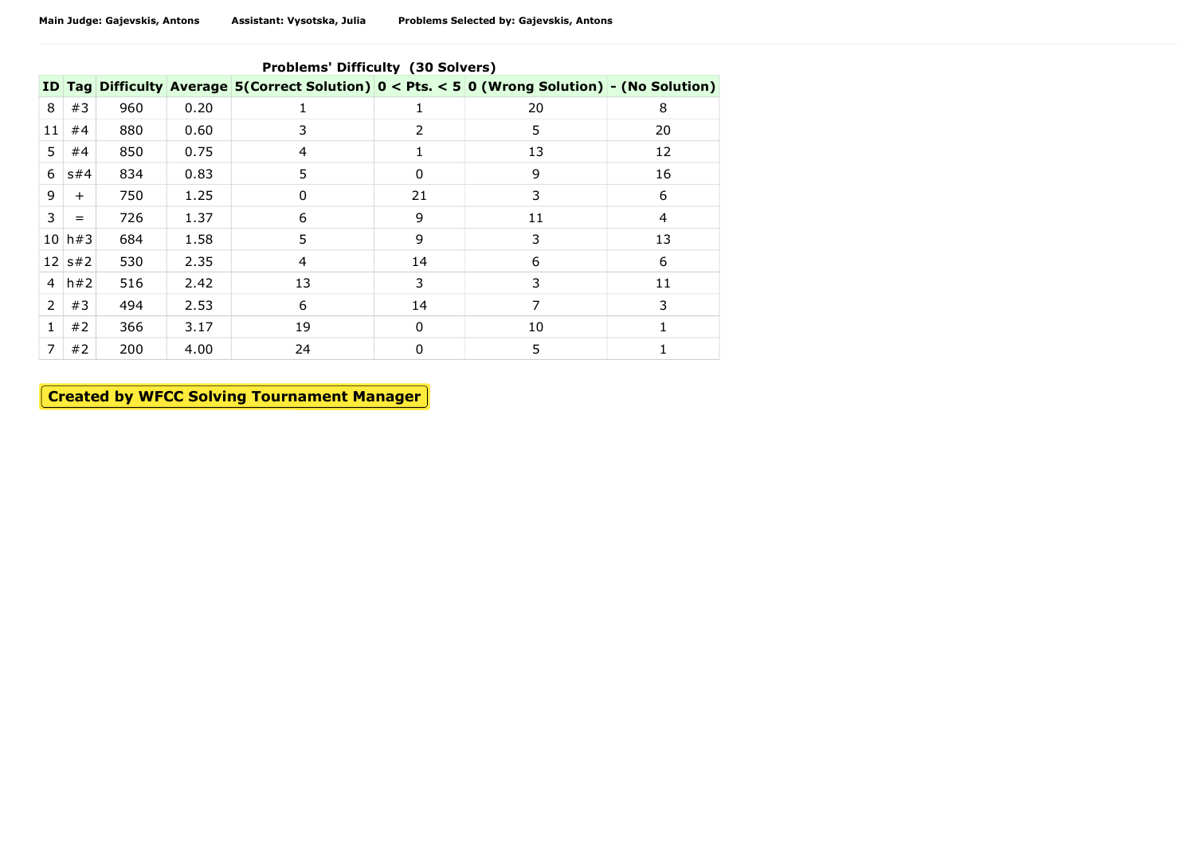**Main Judge: Gajevskis, Antons** **Assistant: Vysotska, Julia** **Problems Selected by: Gajevskis, Antons**

## Problems' Difficulty (30 Solvers)

| ID | Tag | Difficulty | Average | 5(Correct Solution) | 0 < Pts. < 5 | 0 (Wrong Solution) | - (No Solution) |
|---|---|---|---|---|---|---|---|
| 8 | #3 | 960 | 0.20 | 1 | 1 | 20 | 8 |
| 11 | #4 | 880 | 0.60 | 3 | 2 | 5 | 20 |
| 5 | #4 | 850 | 0.75 | 4 | 1 | 13 | 12 |
| 6 | s#4 | 834 | 0.83 | 5 | 0 | 9 | 16 |
| 9 | + | 750 | 1.25 | 0 | 21 | 3 | 6 |
| 3 | = | 726 | 1.37 | 6 | 9 | 11 | 4 |
| 10 | h#3 | 684 | 1.58 | 5 | 9 | 3 | 13 |
| 12 | s#2 | 530 | 2.35 | 4 | 14 | 6 | 6 |
| 4 | h#2 | 516 | 2.42 | 13 | 3 | 3 | 11 |
| 2 | #3 | 494 | 2.53 | 6 | 14 | 7 | 3 |
| 1 | #2 | 366 | 3.17 | 19 | 0 | 10 | 1 |
| 7 | #2 | 200 | 4.00 | 24 | 0 | 5 | 1 |

**Created by WFCC Solving Tournament Manager**